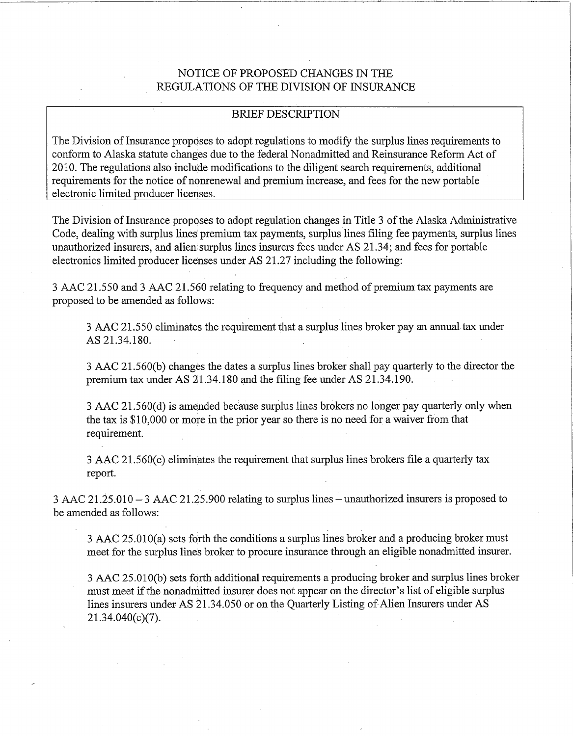# NOTICE OF PROPOSED CHANGES IN THE REGULATIONS OF THE DIVISION OF INSURANCE

## BRIEF DESCRIPTION

The Division of Insurance proposes to adopt regulations to modify the surplus lines requirements to conform to Alaska statute changes due to the federal Nonadmitted and Reinsurance Reform Act of 2010. The regulations also include modifications to the diligent search requirements, additional requirements for the notice of nonrenewal and premium increase, and fees for the new portable electronic limited producer licenses.

The Division of Insurance proposes to adopt regulation changes in Title 3 of the Alaska Administrative Code, dealing with surplus lines premium tax payments, surplus lines filing fee payments, surplus lines unauthorized insurers, and alien surplus lines insurers fees under AS 21.34; and fees for portable electronics limited producer licenses under AS 21.27 including the following:

3 AAC 21.550 and 3 AAC 21.560 relating to frequency and method of premium tax payments are proposed to be amended as follows:

> 3 AAC 21.550 eliminates the requirement that a surplus lines broker pay an annual tax under AS 21.34.180.
>
> 3 AAC 21.560(b) changes the dates a surplus lines broker shall pay quarterly to the director the premium tax under AS 21.34.180 and the filing fee under AS 21.34.190.
>
> 3 AAC 21.560(d) is amended because surplus lines brokers no longer pay quarterly only when the tax is $10,000 or more in the prior year so there is no need for a waiver from that requirement.
>
> 3 AAC 21.560(e) eliminates the requirement that surplus lines brokers file a quarterly tax report.

3 AAC 21.25.010 – 3 AAC 21.25.900 relating to surplus lines – unauthorized insurers is proposed to be amended as follows:

> 3 AAC 25.010(a) sets forth the conditions a surplus lines broker and a producing broker must meet for the surplus lines broker to procure insurance through an eligible nonadmitted insurer.
>
> 3 AAC 25.010(b) sets forth additional requirements a producing broker and surplus lines broker must meet if the nonadmitted insurer does not appear on the director's list of eligible surplus lines insurers under AS 21.34.050 or on the Quarterly Listing of Alien Insurers under AS 21.34.040(c)(7).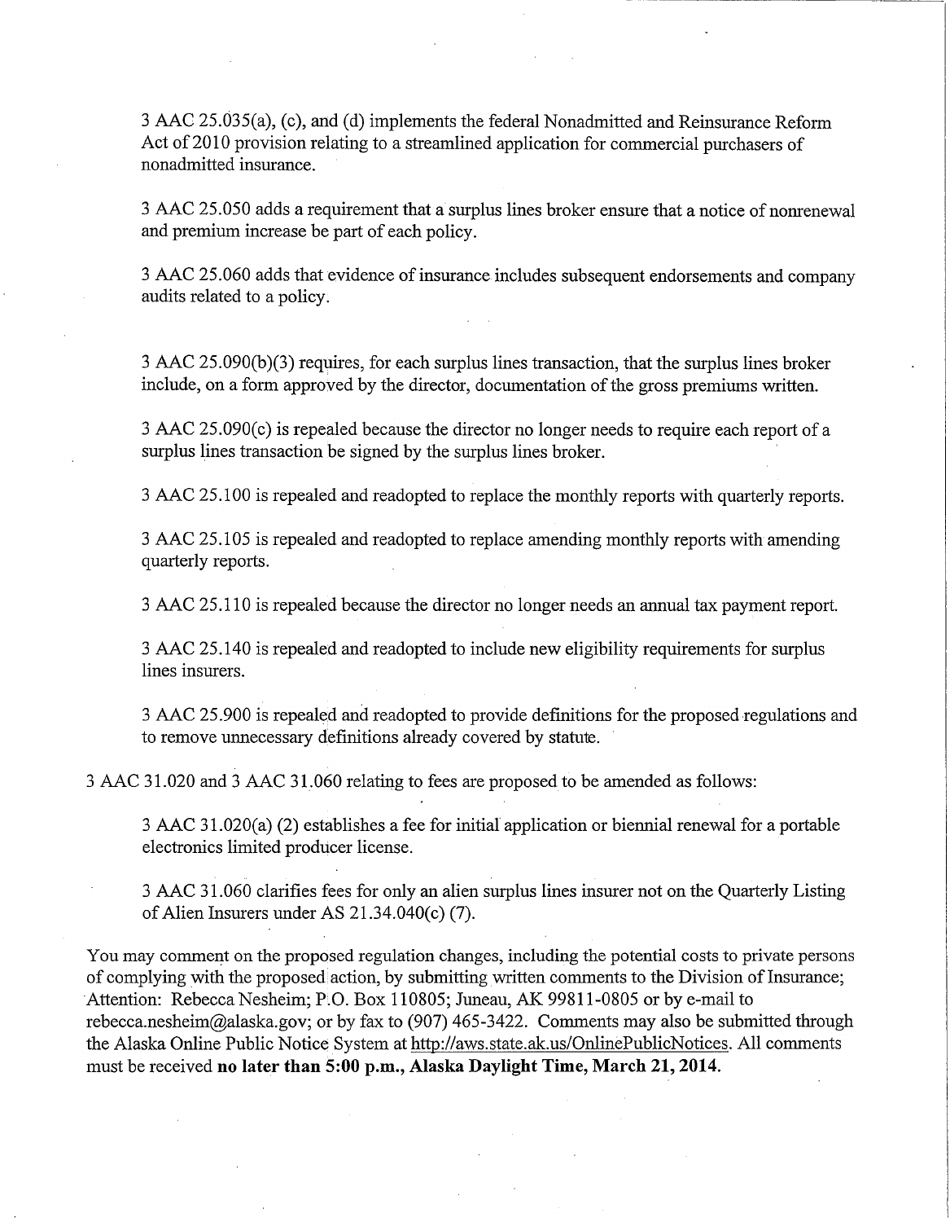3 AAC 25.035(a), (c), and (d) implements the federal Nonadmitted and Reinsurance Reform Act of 2010 provision relating to a streamlined application for commercial purchasers of nonadmitted insurance.

3 AAC 25.050 adds a requirement that a surplus lines broker ensure that a notice of nonrenewal and premium increase be part of each policy.

3 AAC 25.060 adds that evidence of insurance includes subsequent endorsements and company audits related to a policy.

3 AAC 25.090(b)(3) requires, for each surplus lines transaction, that the surplus lines broker include, on a form approved by the director, documentation of the gross premiums written.

3 AAC 25.090(c) is repealed because the director no longer needs to require each report of a surplus lines transaction be signed by the surplus lines broker.

3 AAC 25.100 is repealed and readopted to replace the monthly reports with quarterly reports.

3 AAC 25.105 is repealed and readopted to replace amending monthly reports with amending quarterly reports.

3 AAC 25.110 is repealed because the director no longer needs an annual tax payment report.

3 AAC 25.140 is repealed and readopted to include new eligibility requirements for surplus lines insurers.

3 AAC 25.900 is repealed and readopted to provide definitions for the proposed regulations and to remove unnecessary definitions already covered by statute.

3 AAC 31.020 and 3 AAC 31.060 relating to fees are proposed to be amended as follows:

3 AAC 31.020(a) (2) establishes a fee for initial application or biennial renewal for a portable electronics limited producer license.

3 AAC 31.060 clarifies fees for only an alien surplus lines insurer not on the Quarterly Listing of Alien Insurers under AS 21.34.040(c) (7).

You may comment on the proposed regulation changes, including the potential costs to private persons of complying with the proposed action, by submitting written comments to the Division of Insurance; Attention: Rebecca Nesheim; P.O. Box 110805; Juneau, AK 99811-0805 or by e-mail to rebecca.nesheim@alaska.gov; or by fax to (907) 465-3422. Comments may also be submitted through the Alaska Online Public Notice System at http://aws.state.ak.us/OnlinePublicNotices. All comments must be received **no later than 5:00 p.m., Alaska Daylight Time, March 21, 2014.**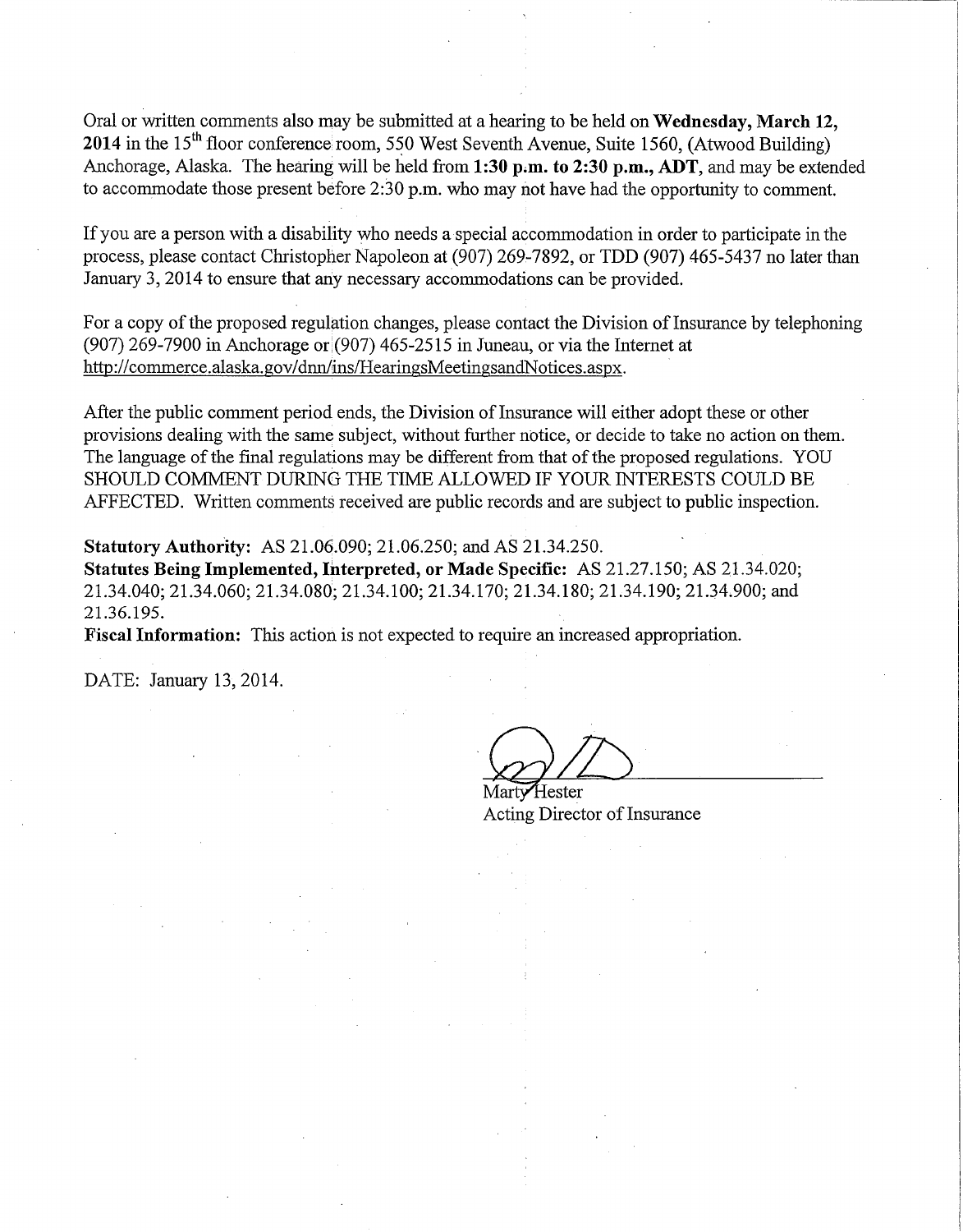Oral or written comments also may be submitted at a hearing to be held on **Wednesday, March 12, 2014** in the 15th floor conference room, 550 West Seventh Avenue, Suite 1560, (Atwood Building) Anchorage, Alaska. The hearing will be held from **1:30 p.m. to 2:30 p.m., ADT**, and may be extended to accommodate those present before 2:30 p.m. who may not have had the opportunity to comment.

If you are a person with a disability who needs a special accommodation in order to participate in the process, please contact Christopher Napoleon at (907) 269-7892, or TDD (907) 465-5437 no later than January 3, 2014 to ensure that any necessary accommodations can be provided.

For a copy of the proposed regulation changes, please contact the Division of Insurance by telephoning (907) 269-7900 in Anchorage or (907) 465-2515 in Juneau, or via the Internet at http://commerce.alaska.gov/dnn/ins/HearingsMeetingsandNotices.aspx.

After the public comment period ends, the Division of Insurance will either adopt these or other provisions dealing with the same subject, without further notice, or decide to take no action on them. The language of the final regulations may be different from that of the proposed regulations. YOU SHOULD COMMENT DURING THE TIME ALLOWED IF YOUR INTERESTS COULD BE AFFECTED. Written comments received are public records and are subject to public inspection.

**Statutory Authority:** AS 21.06.090; 21.06.250; and AS 21.34.250.
**Statutes Being Implemented, Interpreted, or Made Specific:** AS 21.27.150; AS 21.34.020; 21.34.040; 21.34.060; 21.34.080; 21.34.100; 21.34.170; 21.34.180; 21.34.190; 21.34.900; and 21.36.195.
**Fiscal Information:** This action is not expected to require an increased appropriation.

DATE: January 13, 2014.

Marty Hester
Acting Director of Insurance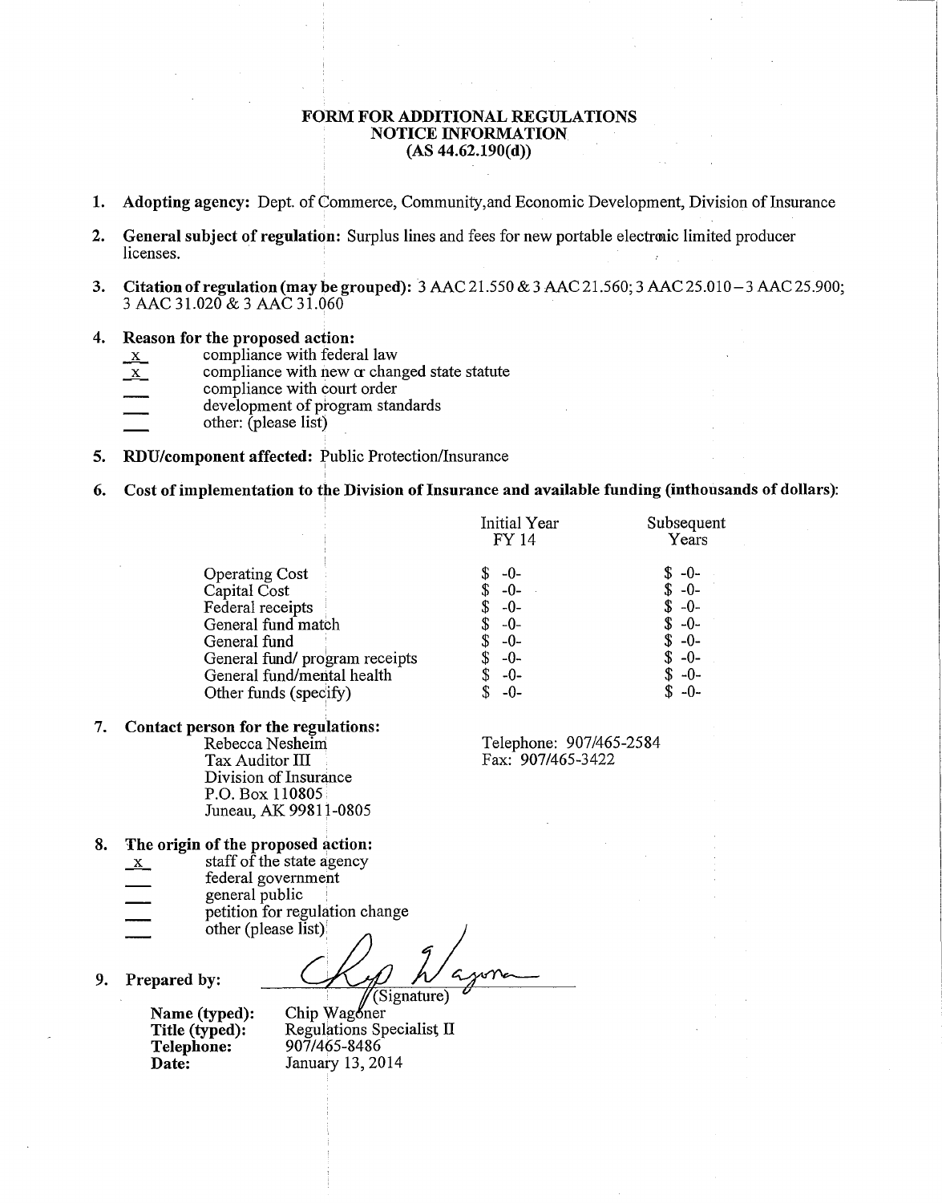**FORM FOR ADDITIONAL REGULATIONS**
**NOTICE INFORMATION**
**(AS 44.62.190(d))**

1. **Adopting agency:** Dept. of Commerce, Community,and Economic Development, Division of Insurance

2. **General subject of regulation:** Surplus lines and fees for new portable electronic limited producer licenses.

3. **Citation of regulation (may be grouped):** 3 AAC 21.550 & 3 AAC 21.560; 3 AAC 25.010 – 3 AAC 25.900; 3 AAC 31.020 & 3 AAC 31.060

4. **Reason for the proposed action:**
   - _x_ compliance with federal law
   - _x_ compliance with new or changed state statute
   - ___ compliance with court order
   - ___ development of program standards
   - ___ other: (please list)

5. **RDU/component affected:** Public Protection/Insurance

6. **Cost of implementation to the Division of Insurance and available funding (in thousands of dollars):**

| | Initial Year FY 14 | Subsequent Years |
|---|---|---|
| Operating Cost | $ -0- | $ -0- |
| Capital Cost | $ -0- | $ -0- |
| Federal receipts | $ -0- | $ -0- |
| General fund match | $ -0- | $ -0- |
| General fund | $ -0- | $ -0- |
| General fund/ program receipts | $ -0- | $ -0- |
| General fund/mental health | $ -0- | $ -0- |
| Other funds (specify) | $ -0- | $ -0- |

7. **Contact person for the regulations:**

   Rebecca Nesheim
   Tax Auditor III
   Division of Insurance
   P.O. Box 110805
   Juneau, AK 99811-0805

   Telephone: 907/465-2584
   Fax: 907/465-3422

8. **The origin of the proposed action:**
   - _x_ staff of the state agency
   - ___ federal government
   - ___ general public
   - ___ petition for regulation change
   - ___ other (please list)

9. **Prepared by:** ____________________ (Signature)

   **Name (typed):** Chip Wagoner
   **Title (typed):** Regulations Specialist II
   **Telephone:** 907/465-8486
   **Date:** January 13, 2014